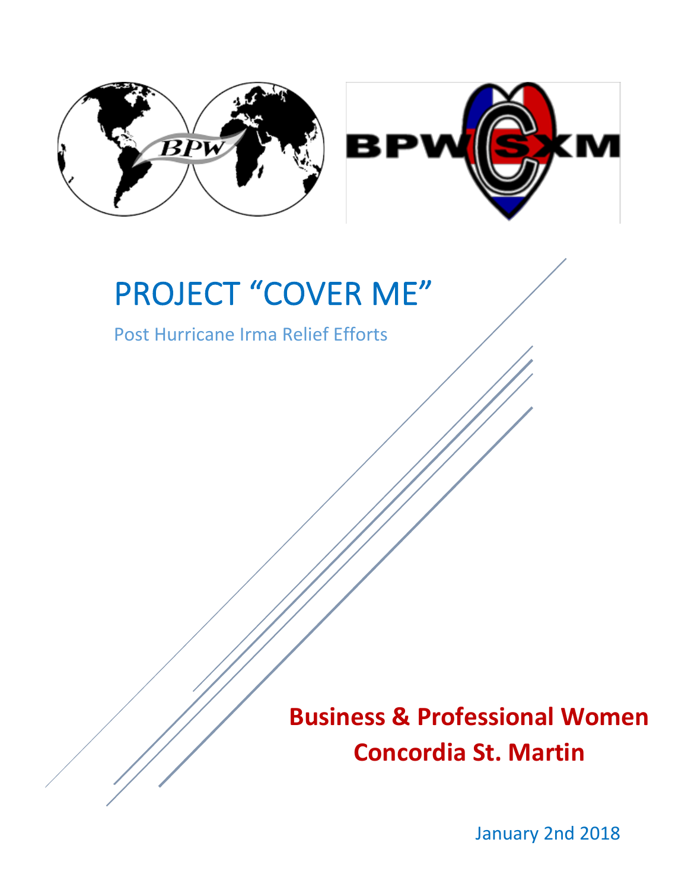# PROJECT "COVER ME"

Post Hurricane Irma Relief Efforts

**Business & Professional Women**
**Concordia St. Martin**

January 2nd 2018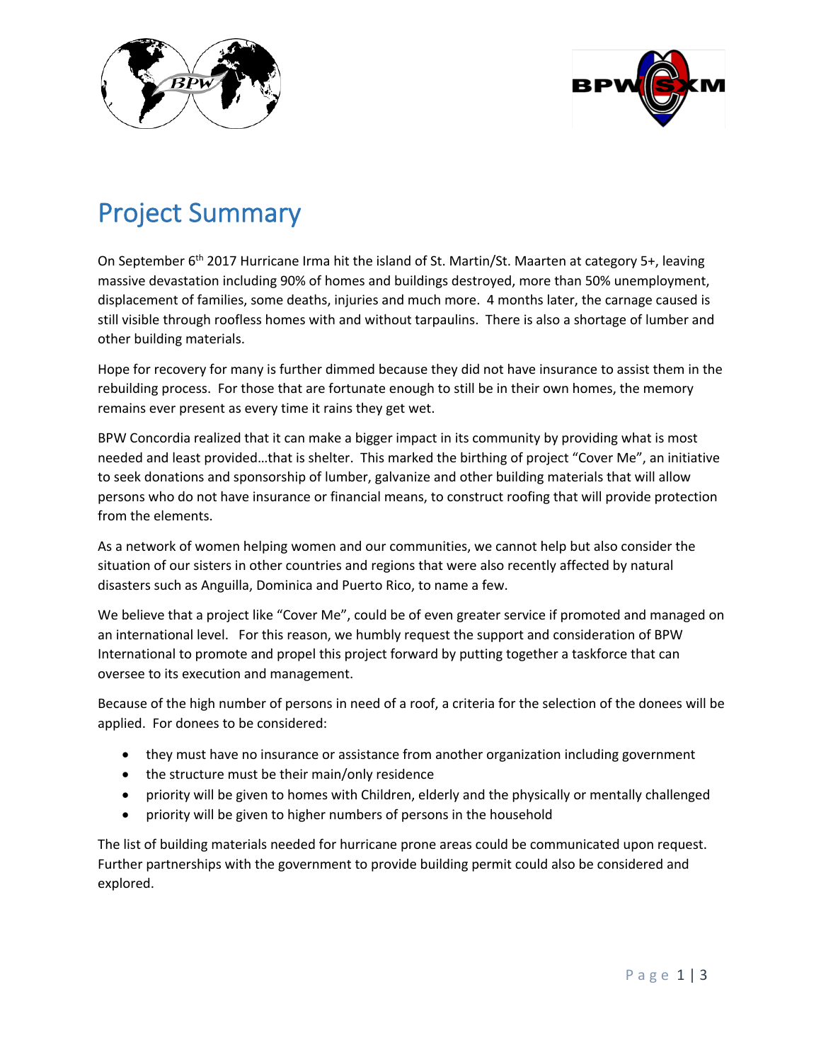# Project Summary

On September 6th 2017 Hurricane Irma hit the island of St. Martin/St. Maarten at category 5+, leaving massive devastation including 90% of homes and buildings destroyed, more than 50% unemployment, displacement of families, some deaths, injuries and much more. 4 months later, the carnage caused is still visible through roofless homes with and without tarpaulins. There is also a shortage of lumber and other building materials.

Hope for recovery for many is further dimmed because they did not have insurance to assist them in the rebuilding process. For those that are fortunate enough to still be in their own homes, the memory remains ever present as every time it rains they get wet.

BPW Concordia realized that it can make a bigger impact in its community by providing what is most needed and least provided…that is shelter. This marked the birthing of project "Cover Me", an initiative to seek donations and sponsorship of lumber, galvanize and other building materials that will allow persons who do not have insurance or financial means, to construct roofing that will provide protection from the elements.

As a network of women helping women and our communities, we cannot help but also consider the situation of our sisters in other countries and regions that were also recently affected by natural disasters such as Anguilla, Dominica and Puerto Rico, to name a few.

We believe that a project like "Cover Me", could be of even greater service if promoted and managed on an international level. For this reason, we humbly request the support and consideration of BPW International to promote and propel this project forward by putting together a taskforce that can oversee to its execution and management.

Because of the high number of persons in need of a roof, a criteria for the selection of the donees will be applied. For donees to be considered:

- they must have no insurance or assistance from another organization including government
- the structure must be their main/only residence
- priority will be given to homes with Children, elderly and the physically or mentally challenged
- priority will be given to higher numbers of persons in the household

The list of building materials needed for hurricane prone areas could be communicated upon request. Further partnerships with the government to provide building permit could also be considered and explored.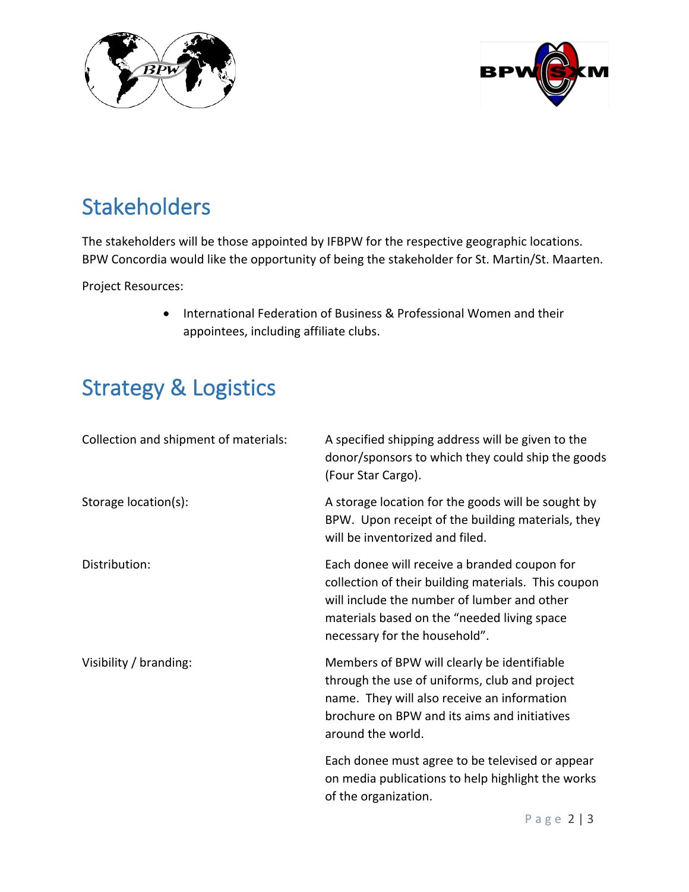## Stakeholders

The stakeholders will be those appointed by IFBPW for the respective geographic locations. BPW Concordia would like the opportunity of being the stakeholder for St. Martin/St. Maarten.

Project Resources:

- International Federation of Business & Professional Women and their appointees, including affiliate clubs.

## Strategy & Logistics

| | |
|---|---|
| Collection and shipment of materials: | A specified shipping address will be given to the donor/sponsors to which they could ship the goods (Four Star Cargo). |
| Storage location(s): | A storage location for the goods will be sought by BPW. Upon receipt of the building materials, they will be inventorized and filed. |
| Distribution: | Each donee will receive a branded coupon for collection of their building materials. This coupon will include the number of lumber and other materials based on the "needed living space necessary for the household". |
| Visibility / branding: | Members of BPW will clearly be identifiable through the use of uniforms, club and project name. They will also receive an information brochure on BPW and its aims and initiatives around the world. |
| | Each donee must agree to be televised or appear on media publications to help highlight the works of the organization. |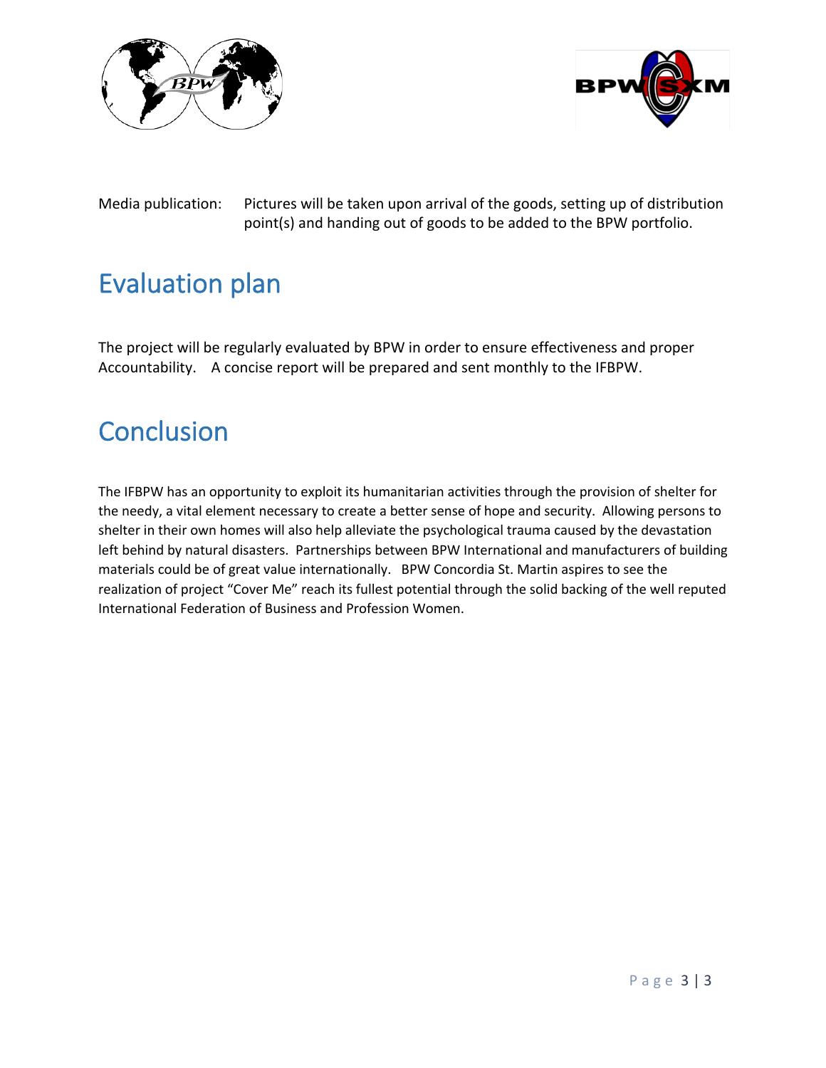Media publication: Pictures will be taken upon arrival of the goods, setting up of distribution point(s) and handing out of goods to be added to the BPW portfolio.

## Evaluation plan

The project will be regularly evaluated by BPW in order to ensure effectiveness and proper Accountability. A concise report will be prepared and sent monthly to the IFBPW.

## Conclusion

The IFBPW has an opportunity to exploit its humanitarian activities through the provision of shelter for the needy, a vital element necessary to create a better sense of hope and security. Allowing persons to shelter in their own homes will also help alleviate the psychological trauma caused by the devastation left behind by natural disasters. Partnerships between BPW International and manufacturers of building materials could be of great value internationally. BPW Concordia St. Martin aspires to see the realization of project "Cover Me" reach its fullest potential through the solid backing of the well reputed International Federation of Business and Profession Women.